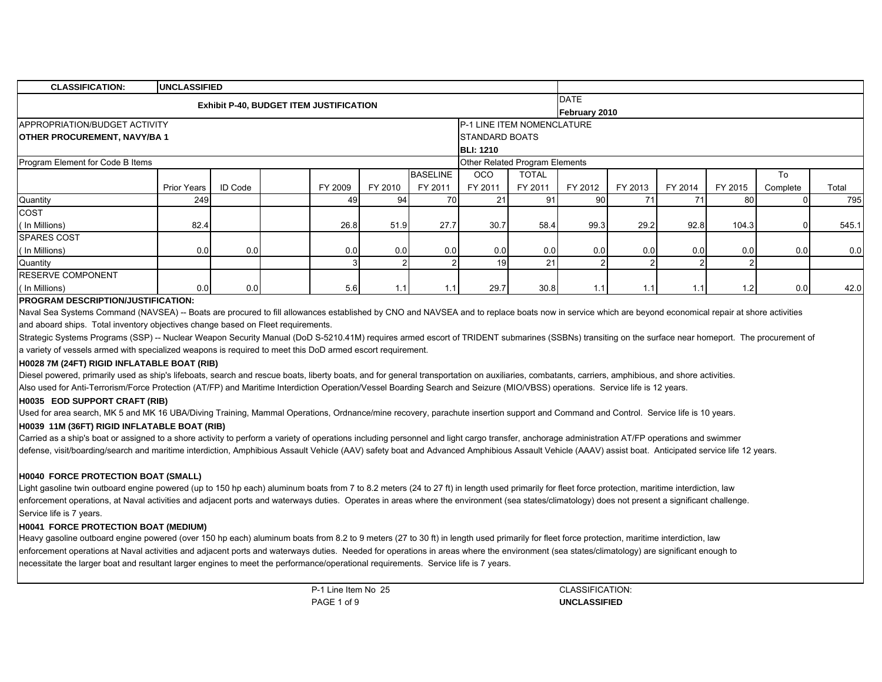| CLASSIFICATION: | UNCLASSIFIED | | | | | | | | | | | | | |
|---|---|---|---|---|---|---|---|---|---|---|---|---|---|---|
| **Exhibit P-40, BUDGET ITEM JUSTIFICATION** | | | | | | | | | DATE February 2010 | | | | | |
| APPROPRIATION/BUDGET ACTIVITY **OTHER PROCUREMENT, NAVY/BA 1** | | | | | | | P-1 LINE ITEM NOMENCLATURE STANDARD BOATS **BLI: 1210** | | | | | | | |
| Program Element for Code B Items | | | | | | | Other Related Program Elements | | | | | | | |
| | Prior Years | ID Code | | FY 2009 | FY 2010 | BASELINE FY 2011 | OCO FY 2011 | TOTAL FY 2011 | FY 2012 | FY 2013 | FY 2014 | FY 2015 | To Complete | Total |
| Quantity | 249 | | | 49 | 94 | 70 | 21 | 91 | 90 | 71 | 71 | 80 | 0 | 795 |
| COST ( In Millions) | 82.4 | | | 26.8 | 51.9 | 27.7 | 30.7 | 58.4 | 99.3 | 29.2 | 92.8 | 104.3 | 0 | 545.1 |
| SPARES COST ( In Millions) | 0.0 | 0.0 | | 0.0 | 0.0 | 0.0 | 0.0 | 0.0 | 0.0 | 0.0 | 0.0 | 0.0 | 0.0 | 0.0 |
| Quantity | | | | 3 | 2 | 2 | 19 | 21 | 2 | 2 | 2 | 2 | | |
| RESERVE COMPONENT ( In Millions) | 0.0 | 0.0 | | 5.6 | 1.1 | 1.1 | 29.7 | 30.8 | 1.1 | 1.1 | 1.1 | 1.2 | 0.0 | 42.0 |

**PROGRAM DESCRIPTION/JUSTIFICATION:**

Naval Sea Systems Command (NAVSEA) -- Boats are procured to fill allowances established by CNO and NAVSEA and to replace boats now in service which are beyond economical repair at shore activities and aboard ships. Total inventory objectives change based on Fleet requirements.

Strategic Systems Programs (SSP) -- Nuclear Weapon Security Manual (DoD S-5210.41M) requires armed escort of TRIDENT submarines (SSBNs) transiting on the surface near homeport. The procurement of a variety of vessels armed with specialized weapons is required to meet this DoD armed escort requirement.

**H0028 7M (24FT) RIGID INFLATABLE BOAT (RIB)**

Diesel powered, primarily used as ship's lifeboats, search and rescue boats, liberty boats, and for general transportation on auxiliaries, combatants, carriers, amphibious, and shore activities. Also used for Anti-Terrorism/Force Protection (AT/FP) and Maritime Interdiction Operation/Vessel Boarding Search and Seizure (MIO/VBSS) operations. Service life is 12 years.

**H0035 EOD SUPPORT CRAFT (RIB)**

Used for area search, MK 5 and MK 16 UBA/Diving Training, Mammal Operations, Ordnance/mine recovery, parachute insertion support and Command and Control. Service life is 10 years.

**H0039 11M (36FT) RIGID INFLATABLE BOAT (RIB)**

Carried as a ship's boat or assigned to a shore activity to perform a variety of operations including personnel and light cargo transfer, anchorage administration AT/FP operations and swimmer defense, visit/boarding/search and maritime interdiction, Amphibious Assault Vehicle (AAV) safety boat and Advanced Amphibious Assault Vehicle (AAAV) assist boat. Anticipated service life 12 years.

**H0040 FORCE PROTECTION BOAT (SMALL)**

Light gasoline twin outboard engine powered (up to 150 hp each) aluminum boats from 7 to 8.2 meters (24 to 27 ft) in length used primarily for fleet force protection, maritime interdiction, law enforcement operations, at Naval activities and adjacent ports and waterways duties. Operates in areas where the environment (sea states/climatology) does not present a significant challenge. Service life is 7 years.

**H0041 FORCE PROTECTION BOAT (MEDIUM)**

Heavy gasoline outboard engine powered (over 150 hp each) aluminum boats from 8.2 to 9 meters (27 to 30 ft) in length used primarily for fleet force protection, maritime interdiction, law enforcement operations at Naval activities and adjacent ports and waterways duties. Needed for operations in areas where the environment (sea states/climatology) are significant enough to necessitate the larger boat and resultant larger engines to meet the performance/operational requirements. Service life is 7 years.

P-1 Line Item No 25

CLASSIFICATION: **UNCLASSIFIED**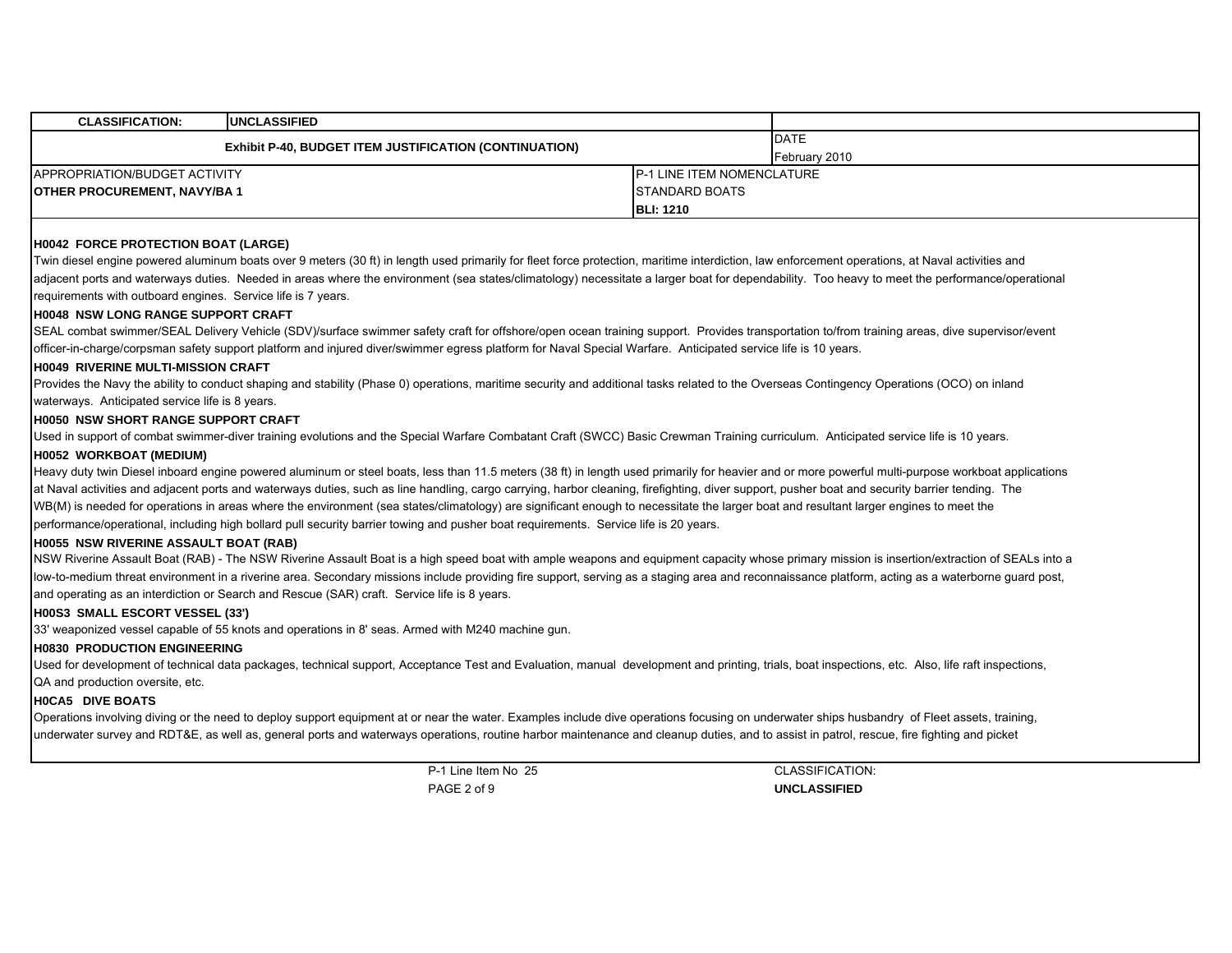| CLASSIFICATION: | UNCLASSIFIED | | |
|---|---|---|---|
| Exhibit P-40, BUDGET ITEM JUSTIFICATION (CONTINUATION) | | | DATE February 2010 |
| APPROPRIATION/BUDGET ACTIVITY **OTHER PROCUREMENT, NAVY/BA 1** | | P-1 LINE ITEM NOMENCLATURE STANDARD BOATS **BLI: 1210** | |

**H0042 FORCE PROTECTION BOAT (LARGE)**

Twin diesel engine powered aluminum boats over 9 meters (30 ft) in length used primarily for fleet force protection, maritime interdiction, law enforcement operations, at Naval activities and adjacent ports and waterways duties. Needed in areas where the environment (sea states/climatology) necessitate a larger boat for dependability. Too heavy to meet the performance/operational requirements with outboard engines. Service life is 7 years.

**H0048 NSW LONG RANGE SUPPORT CRAFT**

SEAL combat swimmer/SEAL Delivery Vehicle (SDV)/surface swimmer safety craft for offshore/open ocean training support. Provides transportation to/from training areas, dive supervisor/event officer-in-charge/corpsman safety support platform and injured diver/swimmer egress platform for Naval Special Warfare. Anticipated service life is 10 years.

**H0049 RIVERINE MULTI-MISSION CRAFT**

Provides the Navy the ability to conduct shaping and stability (Phase 0) operations, maritime security and additional tasks related to the Overseas Contingency Operations (OCO) on inland waterways. Anticipated service life is 8 years.

**H0050 NSW SHORT RANGE SUPPORT CRAFT**

Used in support of combat swimmer-diver training evolutions and the Special Warfare Combatant Craft (SWCC) Basic Crewman Training curriculum. Anticipated service life is 10 years.

**H0052 WORKBOAT (MEDIUM)**

Heavy duty twin Diesel inboard engine powered aluminum or steel boats, less than 11.5 meters (38 ft) in length used primarily for heavier and or more powerful multi-purpose workboat applications at Naval activities and adjacent ports and waterways duties, such as line handling, cargo carrying, harbor cleaning, firefighting, diver support, pusher boat and security barrier tending. The WB(M) is needed for operations in areas where the environment (sea states/climatology) are significant enough to necessitate the larger boat and resultant larger engines to meet the performance/operational, including high bollard pull security barrier towing and pusher boat requirements. Service life is 20 years.

**H0055 NSW RIVERINE ASSAULT BOAT (RAB)**

NSW Riverine Assault Boat (RAB) - The NSW Riverine Assault Boat is a high speed boat with ample weapons and equipment capacity whose primary mission is insertion/extraction of SEALs into a low-to-medium threat environment in a riverine area. Secondary missions include providing fire support, serving as a staging area and reconnaissance platform, acting as a waterborne guard post, and operating as an interdiction or Search and Rescue (SAR) craft. Service life is 8 years.

**H00S3 SMALL ESCORT VESSEL (33')**

33' weaponized vessel capable of 55 knots and operations in 8' seas. Armed with M240 machine gun.

**H0830 PRODUCTION ENGINEERING**

Used for development of technical data packages, technical support, Acceptance Test and Evaluation, manual development and printing, trials, boat inspections, etc. Also, life raft inspections, QA and production oversite, etc.

**H0CA5 DIVE BOATS**

Operations involving diving or the need to deploy support equipment at or near the water. Examples include dive operations focusing on underwater ships husbandry of Fleet assets, training, underwater survey and RDT&E, as well as, general ports and waterways operations, routine harbor maintenance and cleanup duties, and to assist in patrol, rescue, fire fighting and picket

P-1 Line Item No 25

CLASSIFICATION: **UNCLASSIFIED**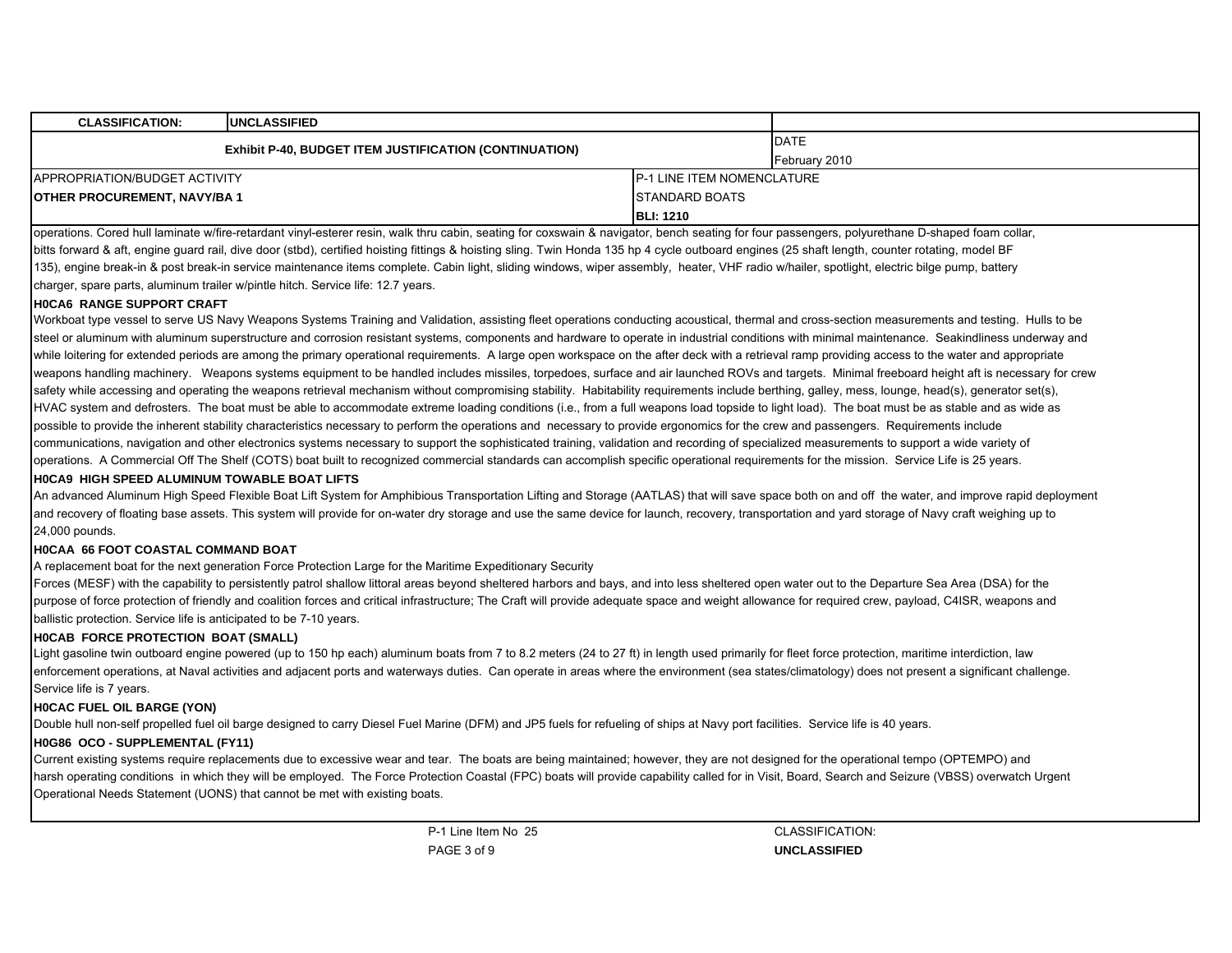| CLASSIFICATION: | UNCLASSIFIED | | |
|---|---|---|---|
| Exhibit P-40, BUDGET ITEM JUSTIFICATION (CONTINUATION) | | | DATE February 2010 |
| APPROPRIATION/BUDGET ACTIVITY | | P-1 LINE ITEM NOMENCLATURE | |
| **OTHER PROCUREMENT, NAVY/BA 1** | | STANDARD BOATS | |
| | | **BLI: 1210** | |

operations. Cored hull laminate w/fire-retardant vinyl-esterer resin, walk thru cabin, seating for coxswain & navigator, bench seating for four passengers, polyurethane D-shaped foam collar, bitts forward & aft, engine guard rail, dive door (stbd), certified hoisting fittings & hoisting sling. Twin Honda 135 hp 4 cycle outboard engines (25 shaft length, counter rotating, model BF 135), engine break-in & post break-in service maintenance items complete. Cabin light, sliding windows, wiper assembly, heater, VHF radio w/hailer, spotlight, electric bilge pump, battery charger, spare parts, aluminum trailer w/pintle hitch. Service life: 12.7 years.

**H0CA6 RANGE SUPPORT CRAFT**

Workboat type vessel to serve US Navy Weapons Systems Training and Validation, assisting fleet operations conducting acoustical, thermal and cross-section measurements and testing. Hulls to be steel or aluminum with aluminum superstructure and corrosion resistant systems, components and hardware to operate in industrial conditions with minimal maintenance. Seakindliness underway and while loitering for extended periods are among the primary operational requirements. A large open workspace on the after deck with a retrieval ramp providing access to the water and appropriate weapons handling machinery. Weapons systems equipment to be handled includes missiles, torpedoes, surface and air launched ROVs and targets. Minimal freeboard height aft is necessary for crew safety while accessing and operating the weapons retrieval mechanism without compromising stability. Habitability requirements include berthing, galley, mess, lounge, head(s), generator set(s), HVAC system and defrosters. The boat must be able to accommodate extreme loading conditions (i.e., from a full weapons load topside to light load). The boat must be as stable and as wide as possible to provide the inherent stability characteristics necessary to perform the operations and necessary to provide ergonomics for the crew and passengers. Requirements include communications, navigation and other electronics systems necessary to support the sophisticated training, validation and recording of specialized measurements to support a wide variety of operations. A Commercial Off The Shelf (COTS) boat built to recognized commercial standards can accomplish specific operational requirements for the mission. Service Life is 25 years.

**H0CA9 HIGH SPEED ALUMINUM TOWABLE BOAT LIFTS**

An advanced Aluminum High Speed Flexible Boat Lift System for Amphibious Transportation Lifting and Storage (AATLAS) that will save space both on and off the water, and improve rapid deployment and recovery of floating base assets. This system will provide for on-water dry storage and use the same device for launch, recovery, transportation and yard storage of Navy craft weighing up to 24,000 pounds.

**H0CAA 66 FOOT COASTAL COMMAND BOAT**

A replacement boat for the next generation Force Protection Large for the Maritime Expeditionary Security Forces (MESF) with the capability to persistently patrol shallow littoral areas beyond sheltered harbors and bays, and into less sheltered open water out to the Departure Sea Area (DSA) for the purpose of force protection of friendly and coalition forces and critical infrastructure; The Craft will provide adequate space and weight allowance for required crew, payload, C4ISR, weapons and ballistic protection. Service life is anticipated to be 7-10 years.

**H0CAB FORCE PROTECTION BOAT (SMALL)**

Light gasoline twin outboard engine powered (up to 150 hp each) aluminum boats from 7 to 8.2 meters (24 to 27 ft) in length used primarily for fleet force protection, maritime interdiction, law enforcement operations, at Naval activities and adjacent ports and waterways duties. Can operate in areas where the environment (sea states/climatology) does not present a significant challenge. Service life is 7 years.

**H0CAC FUEL OIL BARGE (YON)**

Double hull non-self propelled fuel oil barge designed to carry Diesel Fuel Marine (DFM) and JP5 fuels for refueling of ships at Navy port facilities. Service life is 40 years.

**H0G86 OCO - SUPPLEMENTAL (FY11)**

Current existing systems require replacements due to excessive wear and tear. The boats are being maintained; however, they are not designed for the operational tempo (OPTEMPO) and harsh operating conditions in which they will be employed. The Force Protection Coastal (FPC) boats will provide capability called for in Visit, Board, Search and Seizure (VBSS) overwatch Urgent Operational Needs Statement (UONS) that cannot be met with existing boats.

P-1 Line Item No 25

CLASSIFICATION: **UNCLASSIFIED**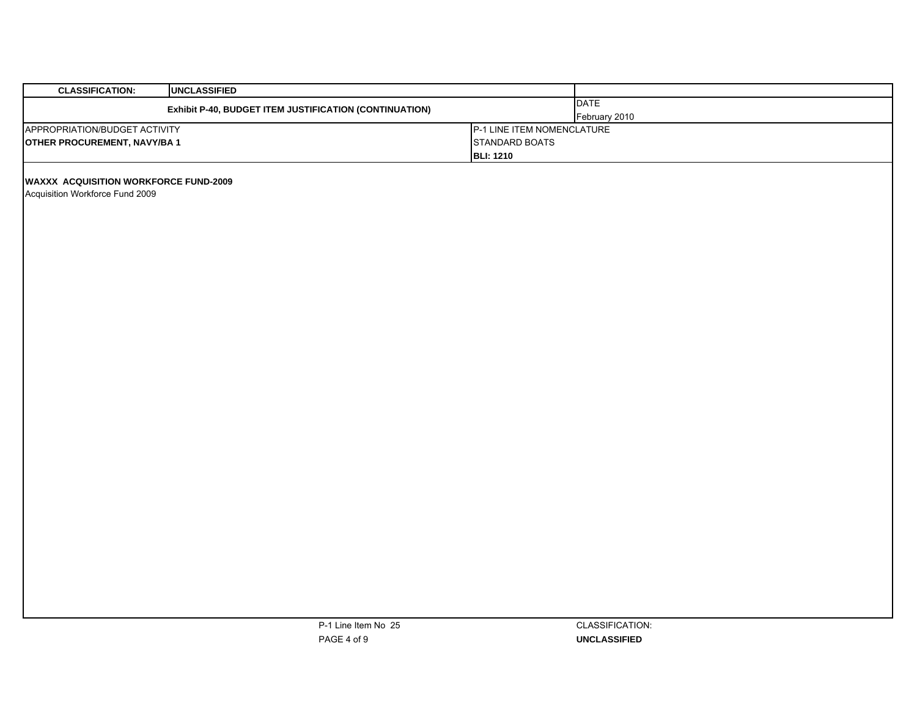| CLASSIFICATION: | UNCLASSIFIED | |
|---|---|---|
| **Exhibit P-40, BUDGET ITEM JUSTIFICATION (CONTINUATION)** | | DATE<br>February 2010 |
| APPROPRIATION/BUDGET ACTIVITY<br>**OTHER PROCUREMENT, NAVY/BA 1** | P-1 LINE ITEM NOMENCLATURE<br>STANDARD BOATS<br>**BLI: 1210** | |

**WAXXX ACQUISITION WORKFORCE FUND-2009**

Acquisition Workforce Fund 2009

P-1 Line Item No 25

CLASSIFICATION:

**UNCLASSIFIED**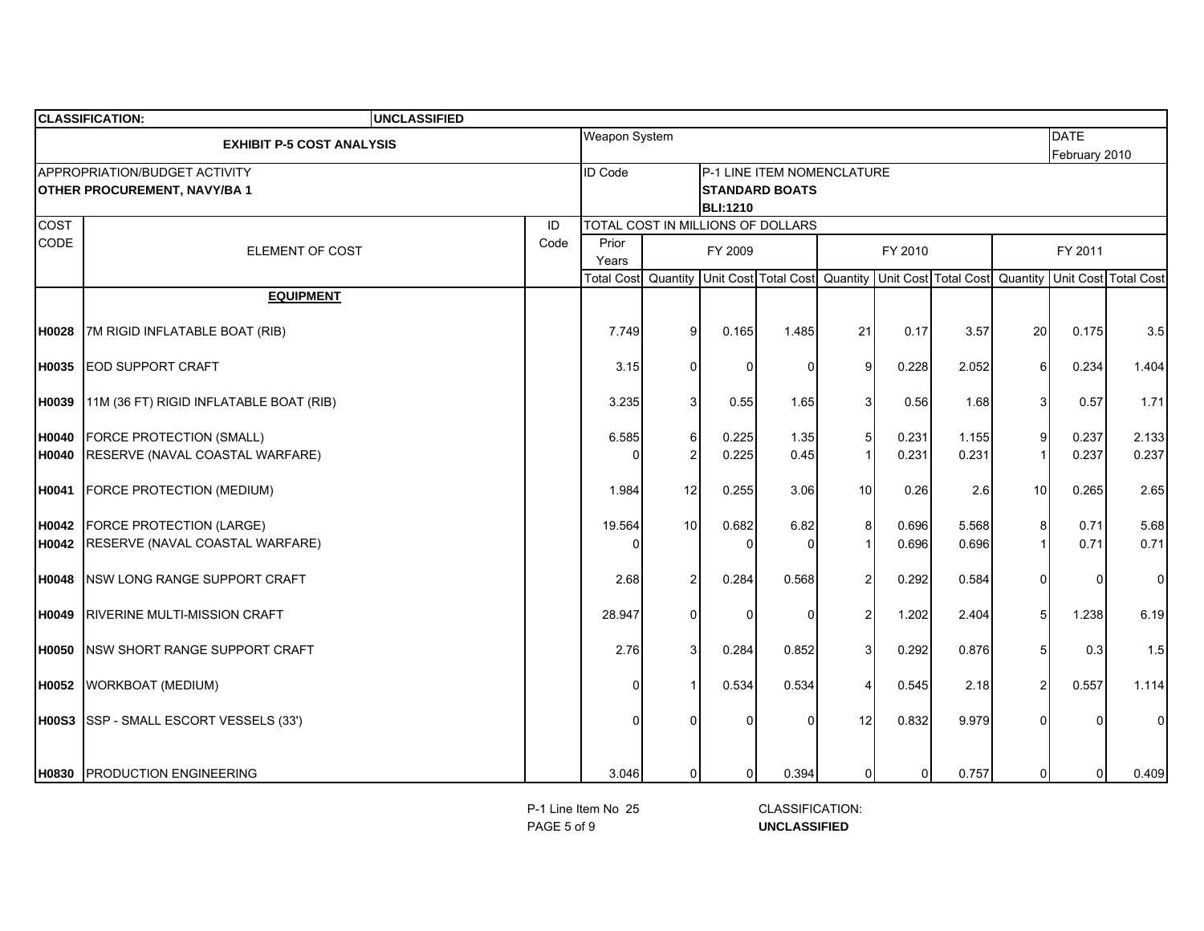**CLASSIFICATION: UNCLASSIFIED**

| EXHIBIT P-5 COST ANALYSIS | | | Weapon System | | | | | | | | | | DATE February 2010 |
|---|---|---|---|---|---|---|---|---|---|---|---|---|---|
| APPROPRIATION/BUDGET ACTIVITY **OTHER PROCUREMENT, NAVY/BA 1** | | | ID Code | | P-1 LINE ITEM NOMENCLATURE **STANDARD BOATS** **BLI:1210** | | | | | | | | |
| COST CODE | ELEMENT OF COST | ID Code | TOTAL COST IN MILLIONS OF DOLLARS | | | | | | | | | | |
| | | | Prior Years | FY 2009 | | | FY 2010 | | | FY 2011 | | | |
| | | | Total Cost | Quantity | Unit Cost | Total Cost | Quantity | Unit Cost | Total Cost | Quantity | Unit Cost | Total Cost | |
| | **EQUIPMENT** | | | | | | | | | | | | |
| **H0028** | 7M RIGID INFLATABLE BOAT (RIB) | | 7.749 | 9 | 0.165 | 1.485 | 21 | 0.17 | 3.57 | 20 | 0.175 | 3.5 | |
| **H0035** | EOD SUPPORT CRAFT | | 3.15 | 0 | 0 | 0 | 9 | 0.228 | 2.052 | 6 | 0.234 | 1.404 | |
| **H0039** | 11M (36 FT) RIGID INFLATABLE BOAT (RIB) | | 3.235 | 3 | 0.55 | 1.65 | 3 | 0.56 | 1.68 | 3 | 0.57 | 1.71 | |
| **H0040** | FORCE PROTECTION (SMALL) | | 6.585 | 6 | 0.225 | 1.35 | 5 | 0.231 | 1.155 | 9 | 0.237 | 2.133 | |
| **H0040** | RESERVE (NAVAL COASTAL WARFARE) | | 0 | 2 | 0.225 | 0.45 | 1 | 0.231 | 0.231 | 1 | 0.237 | 0.237 | |
| **H0041** | FORCE PROTECTION (MEDIUM) | | 1.984 | 12 | 0.255 | 3.06 | 10 | 0.26 | 2.6 | 10 | 0.265 | 2.65 | |
| **H0042** | FORCE PROTECTION (LARGE) | | 19.564 | 10 | 0.682 | 6.82 | 8 | 0.696 | 5.568 | 8 | 0.71 | 5.68 | |
| **H0042** | RESERVE (NAVAL COASTAL WARFARE) | | 0 | | 0 | 0 | 1 | 0.696 | 0.696 | 1 | 0.71 | 0.71 | |
| **H0048** | NSW LONG RANGE SUPPORT CRAFT | | 2.68 | 2 | 0.284 | 0.568 | 2 | 0.292 | 0.584 | 0 | 0 | 0 | |
| **H0049** | RIVERINE MULTI-MISSION CRAFT | | 28.947 | 0 | 0 | 0 | 2 | 1.202 | 2.404 | 5 | 1.238 | 6.19 | |
| **H0050** | NSW SHORT RANGE SUPPORT CRAFT | | 2.76 | 3 | 0.284 | 0.852 | 3 | 0.292 | 0.876 | 5 | 0.3 | 1.5 | |
| **H0052** | WORKBOAT (MEDIUM) | | 0 | 1 | 0.534 | 0.534 | 4 | 0.545 | 2.18 | 2 | 0.557 | 1.114 | |
| **H00S3** | SSP - SMALL ESCORT VESSELS (33') | | 0 | 0 | 0 | 0 | 12 | 0.832 | 9.979 | 0 | 0 | 0 | |
| **H0830** | PRODUCTION ENGINEERING | | 3.046 | 0 | 0 | 0.394 | 0 | 0 | 0.757 | 0 | 0 | 0.409 | |

P-1 Line Item No 25

CLASSIFICATION: **UNCLASSIFIED**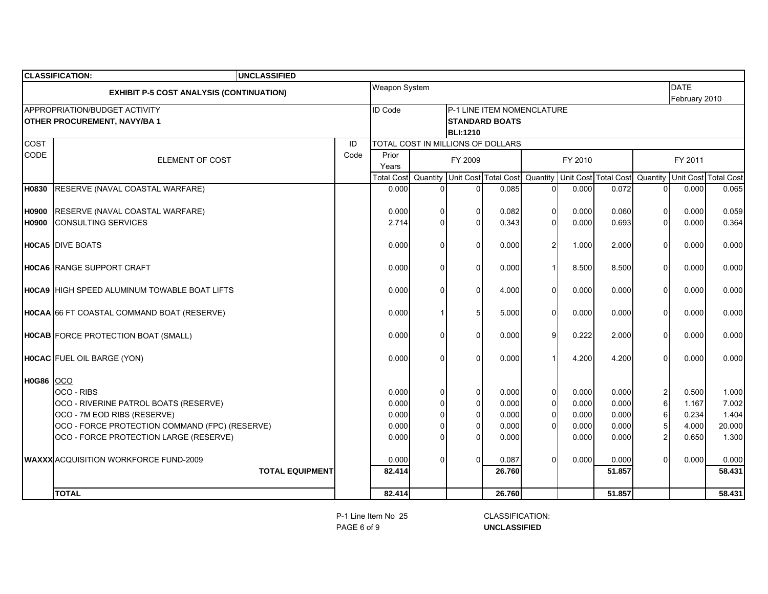CLASSIFICATION: UNCLASSIFIED

| EXHIBIT P-5 COST ANALYSIS (CONTINUATION) | | | Weapon System | | | | | | | | | | DATE February 2010 |
|---|---|---|---|---|---|---|---|---|---|---|---|---|---|
| APPROPRIATION/BUDGET ACTIVITY **OTHER PROCUREMENT, NAVY/BA 1** | | | ID Code | | P-1 LINE ITEM NOMENCLATURE **STANDARD BOATS** **BLI:1210** | | | | | | | | |
| COST CODE | ELEMENT OF COST | ID Code | TOTAL COST IN MILLIONS OF DOLLARS | | | | | | | | | | |
| | | | Prior Years | FY 2009 | | | FY 2010 | | | FY 2011 | | | |
| | | | Total Cost | Quantity | Unit Cost | Total Cost | Quantity | Unit Cost | Total Cost | Quantity | Unit Cost | Total Cost | |
| **H0830** | RESERVE (NAVAL COASTAL WARFARE) | | 0.000 | 0 | 0 | 0.085 | 0 | 0.000 | 0.072 | 0 | 0.000 | 0.065 | |
| **H0900** | RESERVE (NAVAL COASTAL WARFARE) | | 0.000 | 0 | 0 | 0.082 | 0 | 0.000 | 0.060 | 0 | 0.000 | 0.059 | |
| **H0900** | CONSULTING SERVICES | | 2.714 | 0 | 0 | 0.343 | 0 | 0.000 | 0.693 | 0 | 0.000 | 0.364 | |
| **H0CA5** | DIVE BOATS | | 0.000 | 0 | 0 | 0.000 | 2 | 1.000 | 2.000 | 0 | 0.000 | 0.000 | |
| **H0CA6** | RANGE SUPPORT CRAFT | | 0.000 | 0 | 0 | 0.000 | 1 | 8.500 | 8.500 | 0 | 0.000 | 0.000 | |
| **H0CA9** | HIGH SPEED ALUMINUM TOWABLE BOAT LIFTS | | 0.000 | 0 | 0 | 4.000 | 0 | 0.000 | 0.000 | 0 | 0.000 | 0.000 | |
| **H0CAA** | 66 FT COASTAL COMMAND BOAT (RESERVE) | | 0.000 | 1 | 5 | 5.000 | 0 | 0.000 | 0.000 | 0 | 0.000 | 0.000 | |
| **H0CAB** | FORCE PROTECTION BOAT (SMALL) | | 0.000 | 0 | 0 | 0.000 | 9 | 0.222 | 2.000 | 0 | 0.000 | 0.000 | |
| **H0CAC** | FUEL OIL BARGE (YON) | | 0.000 | 0 | 0 | 0.000 | 1 | 4.200 | 4.200 | 0 | 0.000 | 0.000 | |
| **H0G86** | OCO | | | | | | | | | | | | |
| | OCO - RIBS | | 0.000 | 0 | 0 | 0.000 | 0 | 0.000 | 0.000 | 2 | 0.500 | 1.000 | |
| | OCO - RIVERINE PATROL BOATS (RESERVE) | | 0.000 | 0 | 0 | 0.000 | 0 | 0.000 | 0.000 | 6 | 1.167 | 7.002 | |
| | OCO - 7M EOD RIBS (RESERVE) | | 0.000 | 0 | 0 | 0.000 | 0 | 0.000 | 0.000 | 6 | 0.234 | 1.404 | |
| | OCO - FORCE PROTECTION COMMAND (FPC) (RESERVE) | | 0.000 | 0 | 0 | 0.000 | 0 | 0.000 | 0.000 | 5 | 4.000 | 20.000 | |
| | OCO - FORCE PROTECTION LARGE (RESERVE) | | 0.000 | 0 | 0 | 0.000 | | 0.000 | 0.000 | 2 | 0.650 | 1.300 | |
| **WAXXX** | ACQUISITION WORKFORCE FUND-2009 | | 0.000 | 0 | 0 | 0.087 | 0 | 0.000 | 0.000 | 0 | 0.000 | 0.000 | |
| | **TOTAL EQUIPMENT** | | **82.414** | | | **26.760** | | | **51.857** | | | **58.431** | |
| | **TOTAL** | | **82.414** | | | **26.760** | | | **51.857** | | | **58.431** | |

P-1 Line Item No 25

CLASSIFICATION: **UNCLASSIFIED**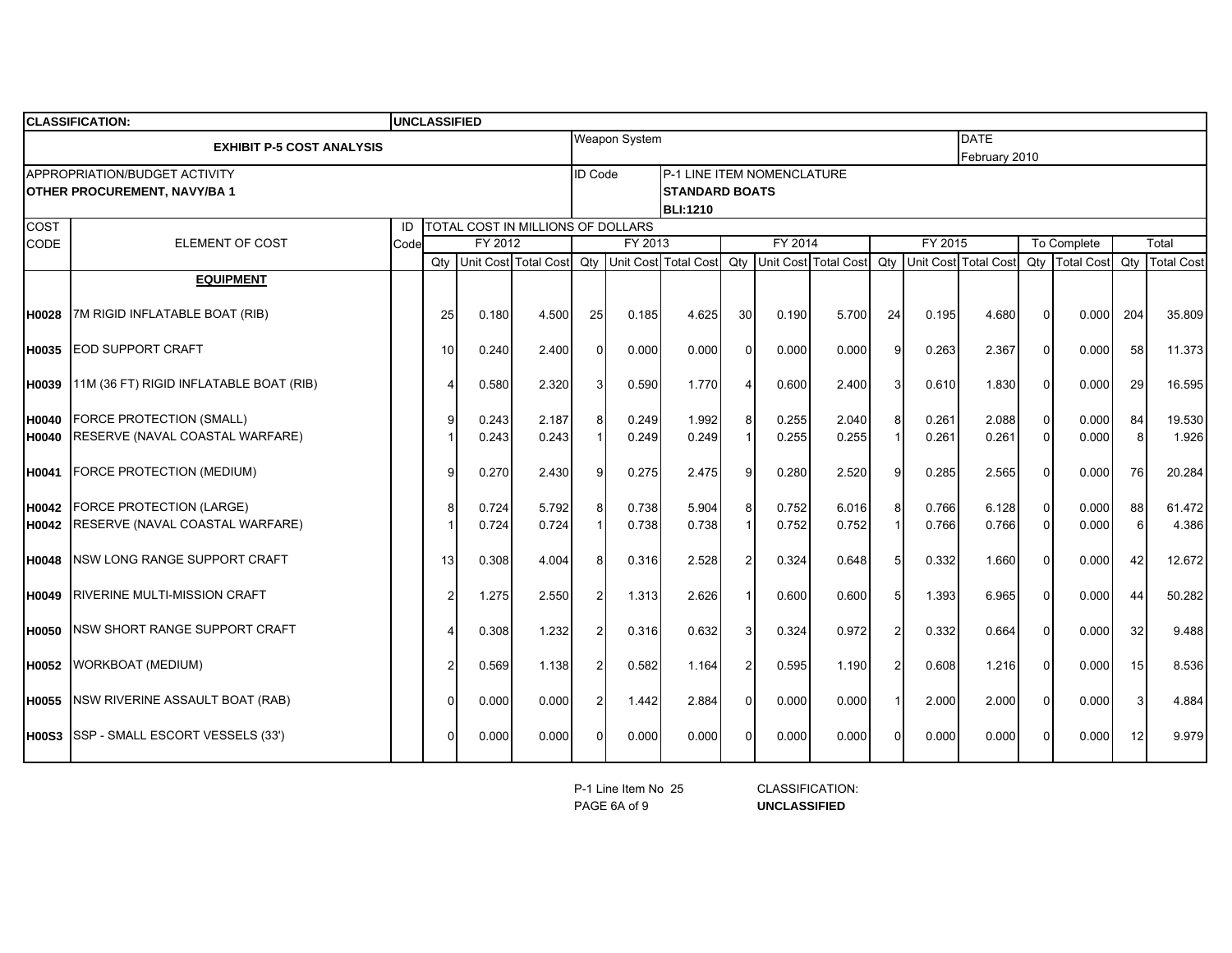**CLASSIFICATION:** UNCLASSIFIED

| EXHIBIT P-5 COST ANALYSIS | Weapon System | DATE February 2010 |
|---|---|---|
| APPROPRIATION/BUDGET ACTIVITY **OTHER PROCUREMENT, NAVY/BA 1** | ID Code | P-1 LINE ITEM NOMENCLATURE **STANDARD BOATS** **BLI:1210** |

TOTAL COST IN MILLIONS OF DOLLARS

| COST CODE | ELEMENT OF COST | ID Code | FY 2012 | | | FY 2013 | | | FY 2014 | | | FY 2015 | | | To Complete | | Total | |
|---|---|---|---|---|---|---|---|---|---|---|---|---|---|---|---|---|---|---|
| | | | Qty | Unit Cost | Total Cost | Qty | Unit Cost | Total Cost | Qty | Unit Cost | Total Cost | Qty | Unit Cost | Total Cost | Qty | Total Cost | Qty | Total Cost |
| | **EQUIPMENT** | | | | | | | | | | | | | | | | | |
| **H0028** | 7M RIGID INFLATABLE BOAT (RIB) | | 25 | 0.180 | 4.500 | 25 | 0.185 | 4.625 | 30 | 0.190 | 5.700 | 24 | 0.195 | 4.680 | 0 | 0.000 | 204 | 35.809 |
| **H0035** | EOD SUPPORT CRAFT | | 10 | 0.240 | 2.400 | 0 | 0.000 | 0.000 | 0 | 0.000 | 0.000 | 9 | 0.263 | 2.367 | 0 | 0.000 | 58 | 11.373 |
| **H0039** | 11M (36 FT) RIGID INFLATABLE BOAT (RIB) | | 4 | 0.580 | 2.320 | 3 | 0.590 | 1.770 | 4 | 0.600 | 2.400 | 3 | 0.610 | 1.830 | 0 | 0.000 | 29 | 16.595 |
| **H0040** | FORCE PROTECTION (SMALL) | | 9 | 0.243 | 2.187 | 8 | 0.249 | 1.992 | 8 | 0.255 | 2.040 | 8 | 0.261 | 2.088 | 0 | 0.000 | 84 | 19.530 |
| **H0040** | RESERVE (NAVAL COASTAL WARFARE) | | 1 | 0.243 | 0.243 | 1 | 0.249 | 0.249 | 1 | 0.255 | 0.255 | 1 | 0.261 | 0.261 | 0 | 0.000 | 8 | 1.926 |
| **H0041** | FORCE PROTECTION (MEDIUM) | | 9 | 0.270 | 2.430 | 9 | 0.275 | 2.475 | 9 | 0.280 | 2.520 | 9 | 0.285 | 2.565 | 0 | 0.000 | 76 | 20.284 |
| **H0042** | FORCE PROTECTION (LARGE) | | 8 | 0.724 | 5.792 | 8 | 0.738 | 5.904 | 8 | 0.752 | 6.016 | 8 | 0.766 | 6.128 | 0 | 0.000 | 88 | 61.472 |
| **H0042** | RESERVE (NAVAL COASTAL WARFARE) | | 1 | 0.724 | 0.724 | 1 | 0.738 | 0.738 | 1 | 0.752 | 0.752 | 1 | 0.766 | 0.766 | 0 | 0.000 | 6 | 4.386 |
| **H0048** | NSW LONG RANGE SUPPORT CRAFT | | 13 | 0.308 | 4.004 | 8 | 0.316 | 2.528 | 2 | 0.324 | 0.648 | 5 | 0.332 | 1.660 | 0 | 0.000 | 42 | 12.672 |
| **H0049** | RIVERINE MULTI-MISSION CRAFT | | 2 | 1.275 | 2.550 | 2 | 1.313 | 2.626 | 1 | 0.600 | 0.600 | 5 | 1.393 | 6.965 | 0 | 0.000 | 44 | 50.282 |
| **H0050** | NSW SHORT RANGE SUPPORT CRAFT | | 4 | 0.308 | 1.232 | 2 | 0.316 | 0.632 | 3 | 0.324 | 0.972 | 2 | 0.332 | 0.664 | 0 | 0.000 | 32 | 9.488 |
| **H0052** | WORKBOAT (MEDIUM) | | 2 | 0.569 | 1.138 | 2 | 0.582 | 1.164 | 2 | 0.595 | 1.190 | 2 | 0.608 | 1.216 | 0 | 0.000 | 15 | 8.536 |
| **H0055** | NSW RIVERINE ASSAULT BOAT (RAB) | | 0 | 0.000 | 0.000 | 2 | 1.442 | 2.884 | 0 | 0.000 | 0.000 | 1 | 2.000 | 2.000 | 0 | 0.000 | 3 | 4.884 |
| **H00S3** | SSP - SMALL ESCORT VESSELS (33') | | 0 | 0.000 | 0.000 | 0 | 0.000 | 0.000 | 0 | 0.000 | 0.000 | 0 | 0.000 | 0.000 | 0 | 0.000 | 12 | 9.979 |

P-1 Line Item No 25

CLASSIFICATION: **UNCLASSIFIED**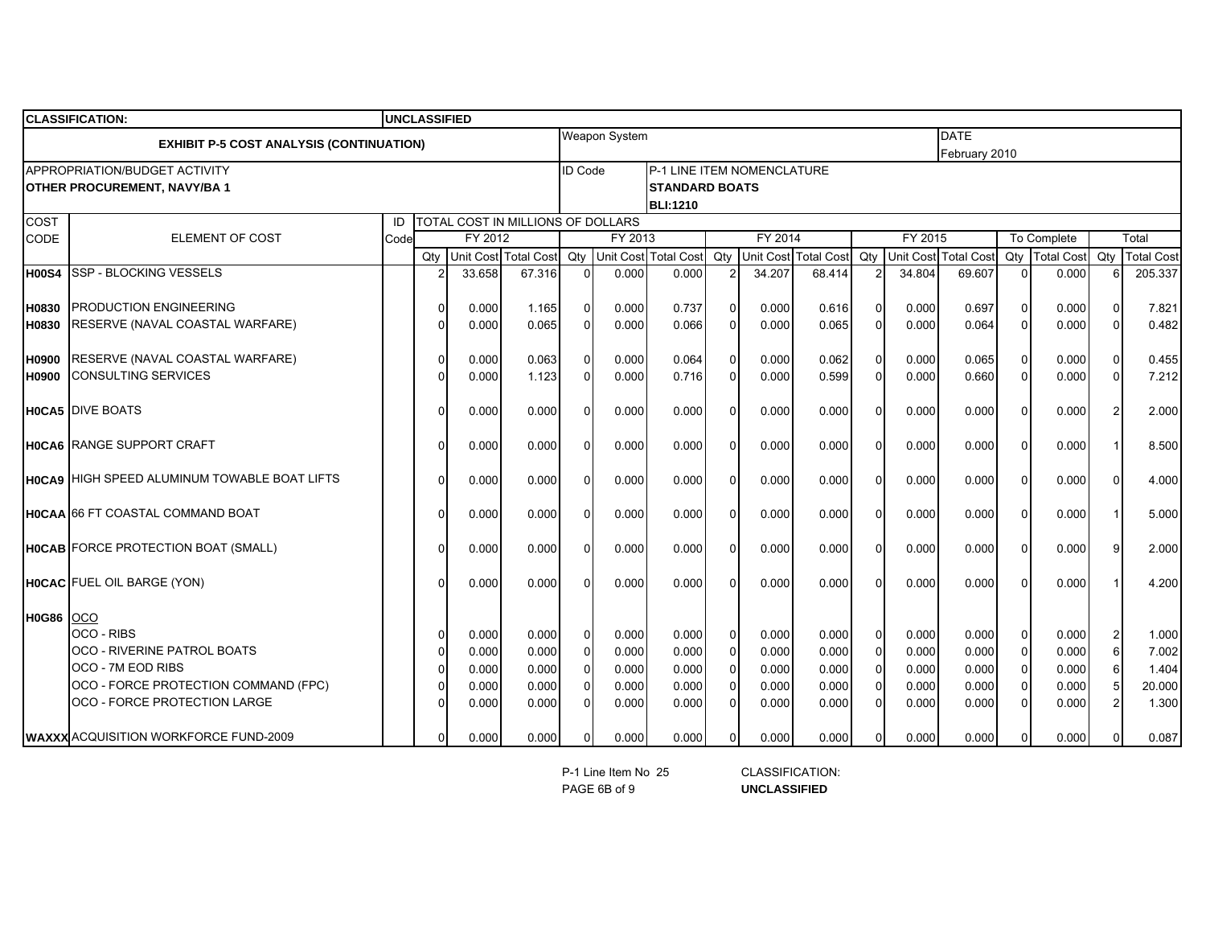| CLASSIFICATION: | | UNCLASSIFIED | | | | | | | | | | | | | | | | | | |
|---|---|---|---|---|---|---|---|---|---|---|---|---|---|---|---|---|---|---|---|---|
| **EXHIBIT P-5 COST ANALYSIS (CONTINUATION)** | | | | | | Weapon System | | | | | | | | DATE February 2010 | | | | | | |
| APPROPRIATION/BUDGET ACTIVITY **OTHER PROCUREMENT, NAVY/BA 1** | | | | | | ID Code | | P-1 LINE ITEM NOMENCLATURE **STANDARD BOATS** **BLI:1210** | | | | | | | | | | | | |

| COST CODE | ELEMENT OF COST | ID Code | FY 2012 | | | FY 2013 | | | FY 2014 | | | FY 2015 | | | To Complete | | Total | |
|---|---|---|---|---|---|---|---|---|---|---|---|---|---|---|---|---|---|---|
| | | | TOTAL COST IN MILLIONS OF DOLLARS | | | | | | | | | | | | | | | |
| | | | Qty | Unit Cost | Total Cost | Qty | Unit Cost | Total Cost | Qty | Unit Cost | Total Cost | Qty | Unit Cost | Total Cost | Qty | Total Cost | Qty | Total Cost |
| **H00S4** | SSP - BLOCKING VESSELS | | 2 | 33.658 | 67.316 | 0 | 0.000 | 0.000 | 2 | 34.207 | 68.414 | 2 | 34.804 | 69.607 | 0 | 0.000 | 6 | 205.337 |
| **H0830** | PRODUCTION ENGINEERING | | 0 | 0.000 | 1.165 | 0 | 0.000 | 0.737 | 0 | 0.000 | 0.616 | 0 | 0.000 | 0.697 | 0 | 0.000 | 0 | 7.821 |
| **H0830** | RESERVE (NAVAL COASTAL WARFARE) | | 0 | 0.000 | 0.065 | 0 | 0.000 | 0.066 | 0 | 0.000 | 0.065 | 0 | 0.000 | 0.064 | 0 | 0.000 | 0 | 0.482 |
| **H0900** | RESERVE (NAVAL COASTAL WARFARE) | | 0 | 0.000 | 0.063 | 0 | 0.000 | 0.064 | 0 | 0.000 | 0.062 | 0 | 0.000 | 0.065 | 0 | 0.000 | 0 | 0.455 |
| **H0900** | CONSULTING SERVICES | | 0 | 0.000 | 1.123 | 0 | 0.000 | 0.716 | 0 | 0.000 | 0.599 | 0 | 0.000 | 0.660 | 0 | 0.000 | 0 | 7.212 |
| **H0CA5** | DIVE BOATS | | 0 | 0.000 | 0.000 | 0 | 0.000 | 0.000 | 0 | 0.000 | 0.000 | 0 | 0.000 | 0.000 | 0 | 0.000 | 2 | 2.000 |
| **H0CA6** | RANGE SUPPORT CRAFT | | 0 | 0.000 | 0.000 | 0 | 0.000 | 0.000 | 0 | 0.000 | 0.000 | 0 | 0.000 | 0.000 | 0 | 0.000 | 1 | 8.500 |
| **H0CA9** | HIGH SPEED ALUMINUM TOWABLE BOAT LIFTS | | 0 | 0.000 | 0.000 | 0 | 0.000 | 0.000 | 0 | 0.000 | 0.000 | 0 | 0.000 | 0.000 | 0 | 0.000 | 0 | 4.000 |
| **H0CAA** | 66 FT COASTAL COMMAND BOAT | | 0 | 0.000 | 0.000 | 0 | 0.000 | 0.000 | 0 | 0.000 | 0.000 | 0 | 0.000 | 0.000 | 0 | 0.000 | 1 | 5.000 |
| **H0CAB** | FORCE PROTECTION BOAT (SMALL) | | 0 | 0.000 | 0.000 | 0 | 0.000 | 0.000 | 0 | 0.000 | 0.000 | 0 | 0.000 | 0.000 | 0 | 0.000 | 9 | 2.000 |
| **H0CAC** | FUEL OIL BARGE (YON) | | 0 | 0.000 | 0.000 | 0 | 0.000 | 0.000 | 0 | 0.000 | 0.000 | 0 | 0.000 | 0.000 | 0 | 0.000 | 1 | 4.200 |
| **H0G86** | OCO | | | | | | | | | | | | | | | | | |
| | OCO - RIBS | | 0 | 0.000 | 0.000 | 0 | 0.000 | 0.000 | 0 | 0.000 | 0.000 | 0 | 0.000 | 0.000 | 0 | 0.000 | 2 | 1.000 |
| | OCO - RIVERINE PATROL BOATS | | 0 | 0.000 | 0.000 | 0 | 0.000 | 0.000 | 0 | 0.000 | 0.000 | 0 | 0.000 | 0.000 | 0 | 0.000 | 6 | 7.002 |
| | OCO - 7M EOD RIBS | | 0 | 0.000 | 0.000 | 0 | 0.000 | 0.000 | 0 | 0.000 | 0.000 | 0 | 0.000 | 0.000 | 0 | 0.000 | 6 | 1.404 |
| | OCO - FORCE PROTECTION COMMAND (FPC) | | 0 | 0.000 | 0.000 | 0 | 0.000 | 0.000 | 0 | 0.000 | 0.000 | 0 | 0.000 | 0.000 | 0 | 0.000 | 5 | 20.000 |
| | OCO - FORCE PROTECTION LARGE | | 0 | 0.000 | 0.000 | 0 | 0.000 | 0.000 | 0 | 0.000 | 0.000 | 0 | 0.000 | 0.000 | 0 | 0.000 | 2 | 1.300 |
| **WAXXX** | ACQUISITION WORKFORCE FUND-2009 | | 0 | 0.000 | 0.000 | 0 | 0.000 | 0.000 | 0 | 0.000 | 0.000 | 0 | 0.000 | 0.000 | 0 | 0.000 | 0 | 0.087 |

P-1 Line Item No 25
PAGE 6B of 9

CLASSIFICATION:
**UNCLASSIFIED**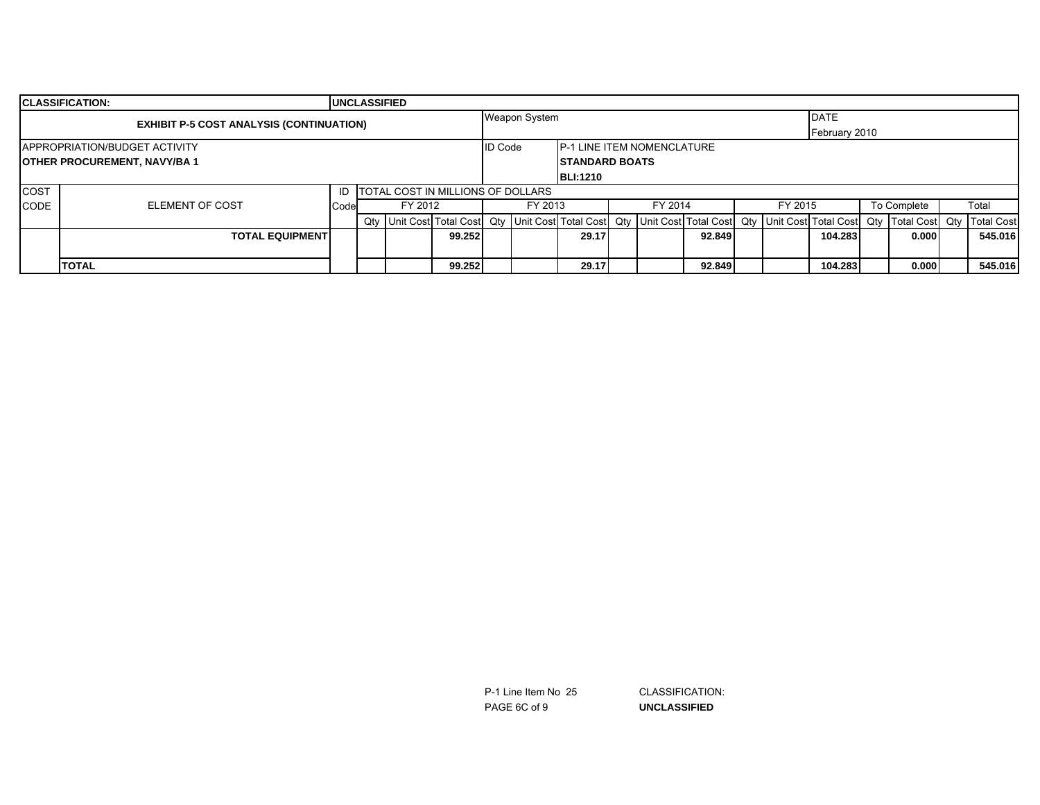| CLASSIFICATION: | | UNCLASSIFIED | | | | | | | | | | | | | | | | |
|---|---|---|---|---|---|---|---|---|---|---|---|---|---|---|---|---|---|---|
| **EXHIBIT P-5 COST ANALYSIS (CONTINUATION)** | | | | | | Weapon System | | | | | | | | | DATE February 2010 | | | |
| APPROPRIATION/BUDGET ACTIVITY **OTHER PROCUREMENT, NAVY/BA 1** | | | | | | ID Code | | P-1 LINE ITEM NOMENCLATURE **STANDARD BOATS** **BLI:1210** | | | | | | | | | | |
| COST CODE | ELEMENT OF COST | ID Code | TOTAL COST IN MILLIONS OF DOLLARS | | | | | | | | | | | | | | | |
| | | | FY 2012 | | | FY 2013 | | | FY 2014 | | | FY 2015 | | | To Complete | | Total | |
| | | | Qty | Unit Cost | Total Cost | Qty | Unit Cost | Total Cost | Qty | Unit Cost | Total Cost | Qty | Unit Cost | Total Cost | Qty | Total Cost | Qty | Total Cost |
| | **TOTAL EQUIPMENT** | | | | **99.252** | | | **29.17** | | | **92.849** | | | **104.283** | | **0.000** | | **545.016** |
| | **TOTAL** | | | | **99.252** | | | **29.17** | | | **92.849** | | | **104.283** | | **0.000** | | **545.016** |

P-1 Line Item No 25

PAGE 6C of 9

CLASSIFICATION:
**UNCLASSIFIED**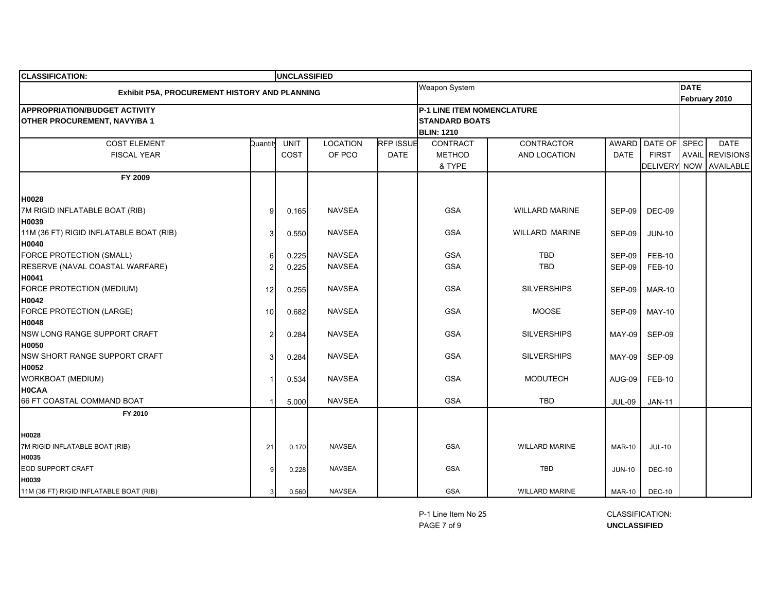| CLASSIFICATION: | UNCLASSIFIED | | | | | | | | | |
|---|---|---|---|---|---|---|---|---|---|---|
| **Exhibit P5A, PROCUREMENT HISTORY AND PLANNING** | | | | | Weapon System | | | | **DATE** February 2010 | |
| **APPROPRIATION/BUDGET ACTIVITY** OTHER PROCUREMENT, NAVY/BA 1 | | | | | **P-1 LINE ITEM NOMENCLATURE** STANDARD BOATS BLIN: 1210 | | | | | |
| COST ELEMENT FISCAL YEAR | Quantity | UNIT COST | LOCATION OF PCO | RFP ISSUE DATE | CONTRACT METHOD & TYPE | CONTRACTOR AND LOCATION | AWARD DATE | DATE OF FIRST DELIVERY | SPEC AVAIL NOW | DATE REVISIONS AVAILABLE |
| **FY 2009** | | | | | | | | | | |
| **H0028** | | | | | | | | | | |
| 7M RIGID INFLATABLE BOAT (RIB) | 9 | 0.165 | NAVSEA | | GSA | WILLARD MARINE | SEP-09 | DEC-09 | | |
| **H0039** | | | | | | | | | | |
| 11M (36 FT) RIGID INFLATABLE BOAT (RIB) | 3 | 0.550 | NAVSEA | | GSA | WILLARD MARINE | SEP-09 | JUN-10 | | |
| **H0040** | | | | | | | | | | |
| FORCE PROTECTION (SMALL) | 6 | 0.225 | NAVSEA | | GSA | TBD | SEP-09 | FEB-10 | | |
| RESERVE (NAVAL COASTAL WARFARE) | 2 | 0.225 | NAVSEA | | GSA | TBD | SEP-09 | FEB-10 | | |
| **H0041** | | | | | | | | | | |
| FORCE PROTECTION (MEDIUM) | 12 | 0.255 | NAVSEA | | GSA | SILVERSHIPS | SEP-09 | MAR-10 | | |
| **H0042** | | | | | | | | | | |
| FORCE PROTECTION (LARGE) | 10 | 0.682 | NAVSEA | | GSA | MOOSE | SEP-09 | MAY-10 | | |
| **H0048** | | | | | | | | | | |
| NSW LONG RANGE SUPPORT CRAFT | 2 | 0.284 | NAVSEA | | GSA | SILVERSHIPS | MAY-09 | SEP-09 | | |
| **H0050** | | | | | | | | | | |
| NSW SHORT RANGE SUPPORT CRAFT | 3 | 0.284 | NAVSEA | | GSA | SILVERSHIPS | MAY-09 | SEP-09 | | |
| **H0052** | | | | | | | | | | |
| WORKBOAT (MEDIUM) | 1 | 0.534 | NAVSEA | | GSA | MODUTECH | AUG-09 | FEB-10 | | |
| **H0CAA** | | | | | | | | | | |
| 66 FT COASTAL COMMAND BOAT | 1 | 5.000 | NAVSEA | | GSA | TBD | JUL-09 | JAN-11 | | |
| **FY 2010** | | | | | | | | | | |
| **H0028** | | | | | | | | | | |
| 7M RIGID INFLATABLE BOAT (RIB) | 21 | 0.170 | NAVSEA | | GSA | WILLARD MARINE | MAR-10 | JUL-10 | | |
| **H0035** | | | | | | | | | | |
| EOD SUPPORT CRAFT | 9 | 0.228 | NAVSEA | | GSA | TBD | JUN-10 | DEC-10 | | |
| **H0039** | | | | | | | | | | |
| 11M (36 FT) RIGID INFLATABLE BOAT (RIB) | 3 | 0.560 | NAVSEA | | GSA | WILLARD MARINE | MAR-10 | DEC-10 | | |

P-1 Line Item No 25

CLASSIFICATION: **UNCLASSIFIED**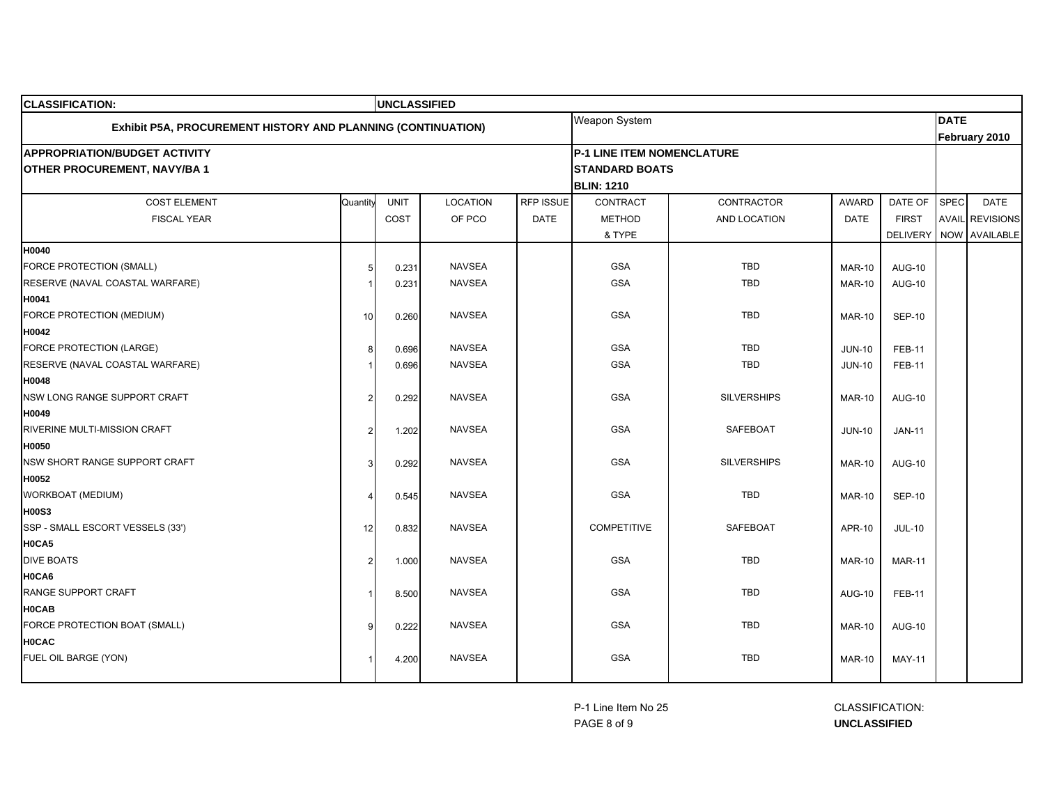| CLASSIFICATION: | | UNCLASSIFIED | | | | | | | | |
|---|---|---|---|---|---|---|---|---|---|---|
| **Exhibit P5A, PROCUREMENT HISTORY AND PLANNING (CONTINUATION)** | | | | | Weapon System | | | | **DATE** February 2010 | |
| **APPROPRIATION/BUDGET ACTIVITY** OTHER PROCUREMENT, NAVY/BA 1 | | | | | **P-1 LINE ITEM NOMENCLATURE** STANDARD BOATS BLIN: 1210 | | | | | |
| COST ELEMENT FISCAL YEAR | Quantity | UNIT COST | LOCATION OF PCO | RFP ISSUE DATE | CONTRACT METHOD & TYPE | CONTRACTOR AND LOCATION | AWARD DATE | DATE OF FIRST DELIVERY | SPEC AVAIL NOW | DATE REVISIONS AVAILABLE |
| **H0040** | | | | | | | | | | |
| FORCE PROTECTION (SMALL) | 5 | 0.231 | NAVSEA | | GSA | TBD | MAR-10 | AUG-10 | | |
| RESERVE (NAVAL COASTAL WARFARE) | 1 | 0.231 | NAVSEA | | GSA | TBD | MAR-10 | AUG-10 | | |
| **H0041** | | | | | | | | | | |
| FORCE PROTECTION (MEDIUM) | 10 | 0.260 | NAVSEA | | GSA | TBD | MAR-10 | SEP-10 | | |
| **H0042** | | | | | | | | | | |
| FORCE PROTECTION (LARGE) | 8 | 0.696 | NAVSEA | | GSA | TBD | JUN-10 | FEB-11 | | |
| RESERVE (NAVAL COASTAL WARFARE) | 1 | 0.696 | NAVSEA | | GSA | TBD | JUN-10 | FEB-11 | | |
| **H0048** | | | | | | | | | | |
| NSW LONG RANGE SUPPORT CRAFT | 2 | 0.292 | NAVSEA | | GSA | SILVERSHIPS | MAR-10 | AUG-10 | | |
| **H0049** | | | | | | | | | | |
| RIVERINE MULTI-MISSION CRAFT | 2 | 1.202 | NAVSEA | | GSA | SAFEBOAT | JUN-10 | JAN-11 | | |
| **H0050** | | | | | | | | | | |
| NSW SHORT RANGE SUPPORT CRAFT | 3 | 0.292 | NAVSEA | | GSA | SILVERSHIPS | MAR-10 | AUG-10 | | |
| **H0052** | | | | | | | | | | |
| WORKBOAT (MEDIUM) | 4 | 0.545 | NAVSEA | | GSA | TBD | MAR-10 | SEP-10 | | |
| **H00S3** | | | | | | | | | | |
| SSP - SMALL ESCORT VESSELS (33') | 12 | 0.832 | NAVSEA | | COMPETITIVE | SAFEBOAT | APR-10 | JUL-10 | | |
| **H0CA5** | | | | | | | | | | |
| DIVE BOATS | 2 | 1.000 | NAVSEA | | GSA | TBD | MAR-10 | MAR-11 | | |
| **H0CA6** | | | | | | | | | | |
| RANGE SUPPORT CRAFT | 1 | 8.500 | NAVSEA | | GSA | TBD | AUG-10 | FEB-11 | | |
| **H0CAB** | | | | | | | | | | |
| FORCE PROTECTION BOAT (SMALL) | 9 | 0.222 | NAVSEA | | GSA | TBD | MAR-10 | AUG-10 | | |
| **H0CAC** | | | | | | | | | | |
| FUEL OIL BARGE (YON) | 1 | 4.200 | NAVSEA | | GSA | TBD | MAR-10 | MAY-11 | | |

P-1 Line Item No 25

CLASSIFICATION: **UNCLASSIFIED**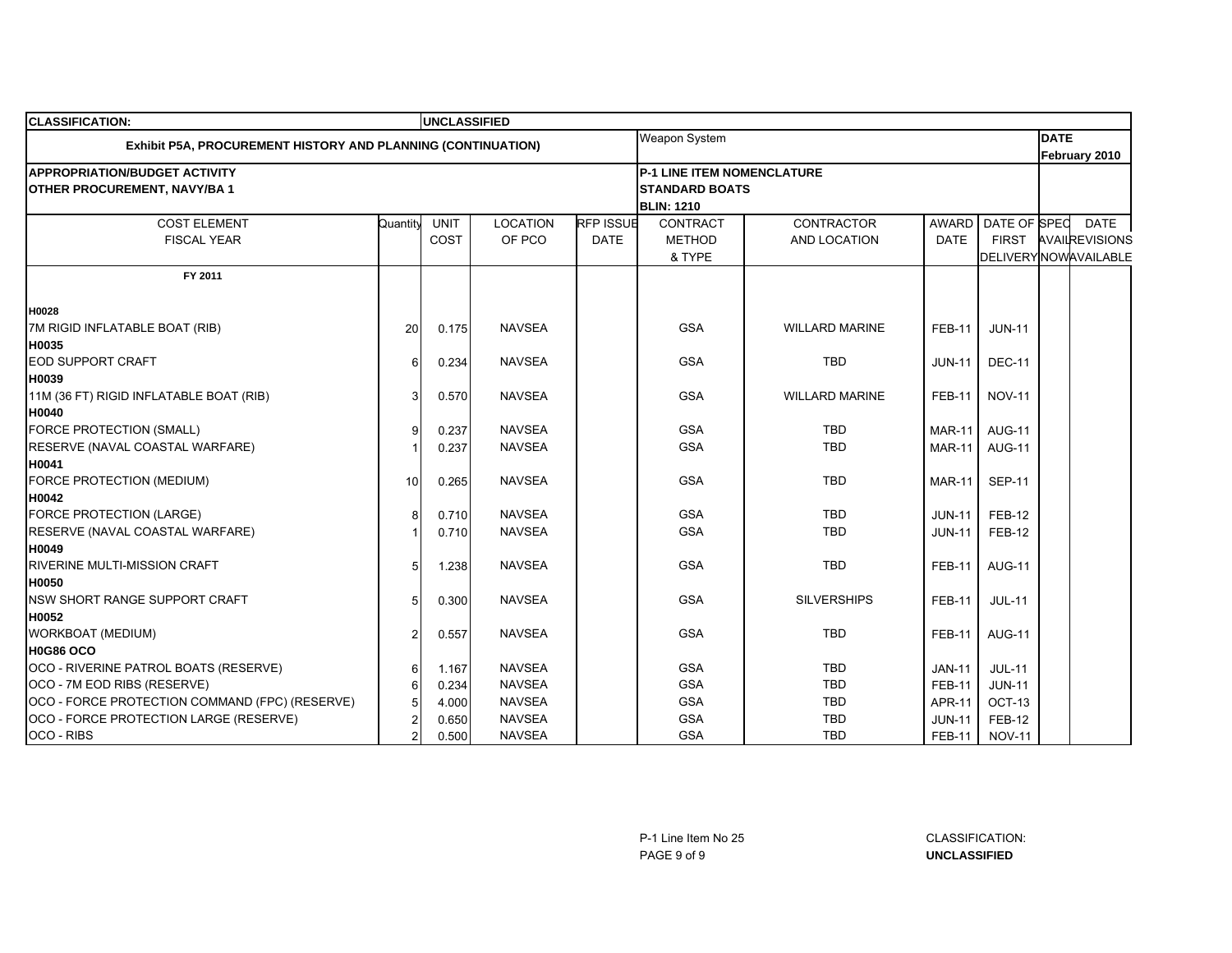| CLASSIFICATION: | | UNCLASSIFIED | | | | | | | | |
|---|---|---|---|---|---|---|---|---|---|---|
| Exhibit P5A, PROCUREMENT HISTORY AND PLANNING (CONTINUATION) | | | | | Weapon System | | | | DATE February 2010 | |
| APPROPRIATION/BUDGET ACTIVITY OTHER PROCUREMENT, NAVY/BA 1 | | | | | P-1 LINE ITEM NOMENCLATURE STANDARD BOATS BLIN: 1210 | | | | | |
| COST ELEMENT FISCAL YEAR | Quantity | UNIT COST | LOCATION OF PCO | RFP ISSUE DATE | CONTRACT METHOD & TYPE | CONTRACTOR AND LOCATION | AWARD DATE | DATE OF FIRST DELIVERY | SPEC AVAIL NOW | DATE REVISIONS AVAILABLE |
| **FY 2011** | | | | | | | | | | |
| **H0028** | | | | | | | | | | |
| 7M RIGID INFLATABLE BOAT (RIB) | 20 | 0.175 | NAVSEA | | GSA | WILLARD MARINE | FEB-11 | JUN-11 | | |
| **H0035** | | | | | | | | | | |
| EOD SUPPORT CRAFT | 6 | 0.234 | NAVSEA | | GSA | TBD | JUN-11 | DEC-11 | | |
| **H0039** | | | | | | | | | | |
| 11M (36 FT) RIGID INFLATABLE BOAT (RIB) | 3 | 0.570 | NAVSEA | | GSA | WILLARD MARINE | FEB-11 | NOV-11 | | |
| **H0040** | | | | | | | | | | |
| FORCE PROTECTION (SMALL) | 9 | 0.237 | NAVSEA | | GSA | TBD | MAR-11 | AUG-11 | | |
| RESERVE (NAVAL COASTAL WARFARE) | 1 | 0.237 | NAVSEA | | GSA | TBD | MAR-11 | AUG-11 | | |
| **H0041** | | | | | | | | | | |
| FORCE PROTECTION (MEDIUM) | 10 | 0.265 | NAVSEA | | GSA | TBD | MAR-11 | SEP-11 | | |
| **H0042** | | | | | | | | | | |
| FORCE PROTECTION (LARGE) | 8 | 0.710 | NAVSEA | | GSA | TBD | JUN-11 | FEB-12 | | |
| RESERVE (NAVAL COASTAL WARFARE) | 1 | 0.710 | NAVSEA | | GSA | TBD | JUN-11 | FEB-12 | | |
| **H0049** | | | | | | | | | | |
| RIVERINE MULTI-MISSION CRAFT | 5 | 1.238 | NAVSEA | | GSA | TBD | FEB-11 | AUG-11 | | |
| **H0050** | | | | | | | | | | |
| NSW SHORT RANGE SUPPORT CRAFT | 5 | 0.300 | NAVSEA | | GSA | SILVERSHIPS | FEB-11 | JUL-11 | | |
| **H0052** | | | | | | | | | | |
| WORKBOAT (MEDIUM) | 2 | 0.557 | NAVSEA | | GSA | TBD | FEB-11 | AUG-11 | | |
| **H0G86 OCO** | | | | | | | | | | |
| OCO - RIVERINE PATROL BOATS (RESERVE) | 6 | 1.167 | NAVSEA | | GSA | TBD | JAN-11 | JUL-11 | | |
| OCO - 7M EOD RIBS (RESERVE) | 6 | 0.234 | NAVSEA | | GSA | TBD | FEB-11 | JUN-11 | | |
| OCO - FORCE PROTECTION COMMAND (FPC) (RESERVE) | 5 | 4.000 | NAVSEA | | GSA | TBD | APR-11 | OCT-13 | | |
| OCO - FORCE PROTECTION LARGE (RESERVE) | 2 | 0.650 | NAVSEA | | GSA | TBD | JUN-11 | FEB-12 | | |
| OCO - RIBS | 2 | 0.500 | NAVSEA | | GSA | TBD | FEB-11 | NOV-11 | | |

P-1 Line Item No 25

CLASSIFICATION: **UNCLASSIFIED**